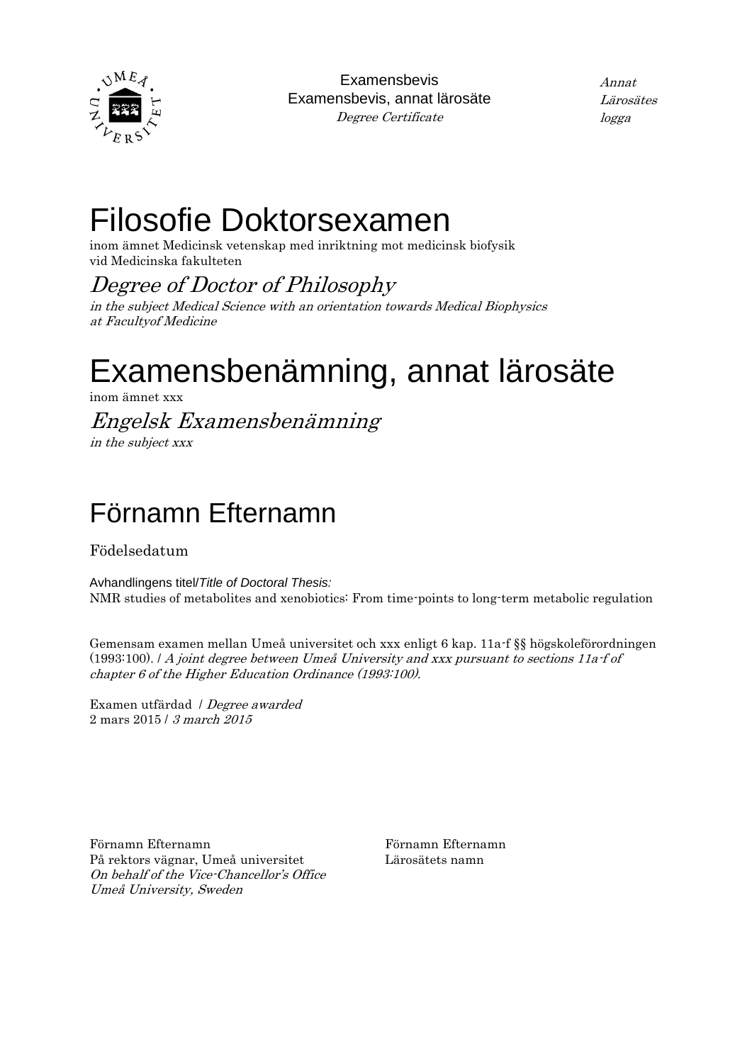Examensbevis
Examensbevis, annat lärosäte
*Degree Certificate*

*Annat Lärosätes logga*

# Filosofie Doktorsexamen

inom ämnet Medicinsk vetenskap med inriktning mot medicinsk biofysik
vid Medicinska fakulteten

## *Degree of Doctor of Philosophy*

*in the subject Medical Science with an orientation towards Medical Biophysics*
*at Facultyof Medicine*

# Examensbenämning, annat lärosäte

inom ämnet xxx

## *Engelsk Examensbenämning*

*in the subject xxx*

## Förnamn Efternamn

Födelsedatum

Avhandlingens titel/*Title of Doctoral Thesis:*
NMR studies of metabolites and xenobiotics: From time-points to long-term metabolic regulation

Gemensam examen mellan Umeå universitet och xxx enligt 6 kap. 11a-f §§ högskoleförordningen (1993:100). / *A joint degree between Umeå University and xxx pursuant to sections 11a-f of chapter 6 of the Higher Education Ordinance (1993:100).*

Examen utfärdad / *Degree awarded*
2 mars 2015 / *3 march 2015*

Förnamn Efternamn
På rektors vägnar, Umeå universitet
*On behalf of the Vice-Chancellor's Office*
*Umeå University, Sweden*

Förnamn Efternamn
Lärosätets namn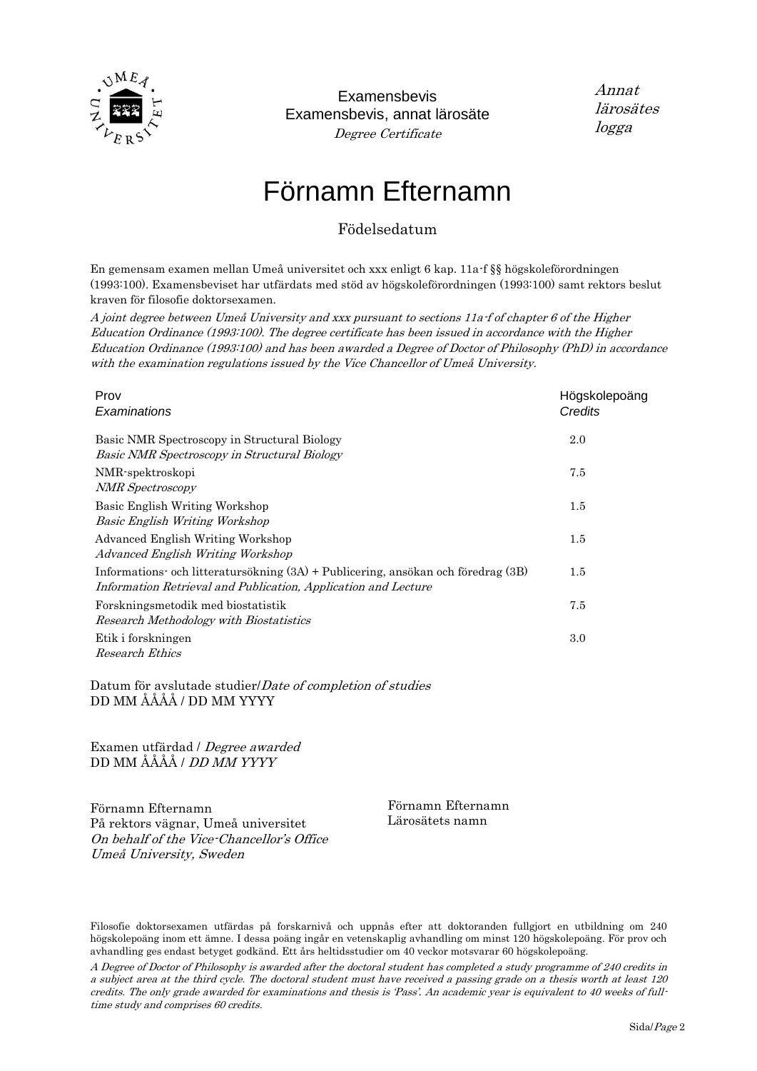Examensbevis
Examensbevis, annat lärosäte
*Degree Certificate*

*Annat lärosätes logga*

# Förnamn Efternamn

Födelsedatum

En gemensam examen mellan Umeå universitet och xxx enligt 6 kap. 11a-f §§ högskoleförordningen (1993:100). Examensbeviset har utfärdats med stöd av högskoleförordningen (1993:100) samt rektors beslut kraven för filosofie doktorsexamen.

*A joint degree between Umeå University and xxx pursuant to sections 11a-f of chapter 6 of the Higher Education Ordinance (1993:100). The degree certificate has been issued in accordance with the Higher Education Ordinance (1993:100) and has been awarded a Degree of Doctor of Philosophy (PhD) in accordance with the examination regulations issued by the Vice Chancellor of Umeå University.*

| Prov<br>*Examinations* | Högskolepoäng<br>*Credits* |
|---|---|
| Basic NMR Spectroscopy in Structural Biology<br>*Basic NMR Spectroscopy in Structural Biology* | 2.0 |
| NMR-spektroskopi<br>*NMR Spectroscopy* | 7.5 |
| Basic English Writing Workshop<br>*Basic English Writing Workshop* | 1.5 |
| Advanced English Writing Workshop<br>*Advanced English Writing Workshop* | 1.5 |
| Informations- och litteratursökning (3A) + Publicering, ansökan och föredrag (3B)<br>*Information Retrieval and Publication, Application and Lecture* | 1.5 |
| Forskningsmetodik med biostatistik<br>*Research Methodology with Biostatistics* | 7.5 |
| Etik i forskningen<br>*Research Ethics* | 3.0 |

Datum för avslutade studier/*Date of completion of studies*
DD MM ÅÅÅÅ / DD MM YYYY

Examen utfärdad / *Degree awarded*
DD MM ÅÅÅÅ / *DD MM YYYY*

Förnamn Efternamn
På rektors vägnar, Umeå universitet
*On behalf of the Vice-Chancellor's Office*
*Umeå University, Sweden*

Förnamn Efternamn
Lärosätets namn

Filosofie doktorsexamen utfärdas på forskarnivå och uppnås efter att doktoranden fullgjort en utbildning om 240 högskolepoäng inom ett ämne. I dessa poäng ingår en vetenskaplig avhandling om minst 120 högskolepoäng. För prov och avhandling ges endast betyget godkänd. Ett års heltidsstudier om 40 veckor motsvarar 60 högskolepoäng.

*A Degree of Doctor of Philosophy is awarded after the doctoral student has completed a study programme of 240 credits in a subject area at the third cycle. The doctoral student must have received a passing grade on a thesis worth at least 120 credits. The only grade awarded for examinations and thesis is 'Pass'. An academic year is equivalent to 40 weeks of full-time study and comprises 60 credits.*